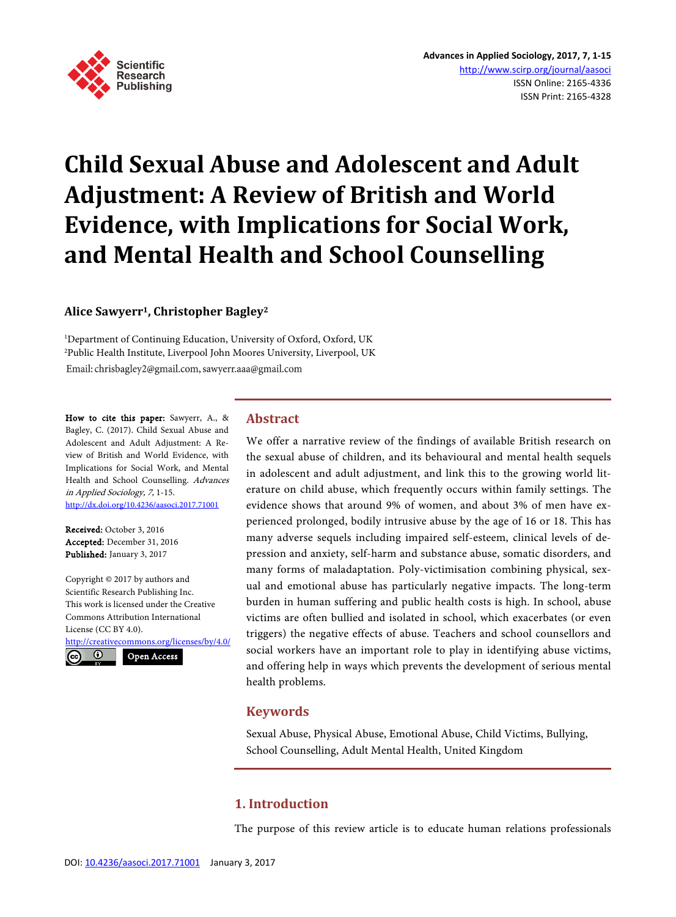# Child Sexual Abuse and Adolescent and Adult Adjustment: A Review of British and World Evidence, with Implications for Social Work, and Mental Health and School Counselling

**Alice Sawyerr[1], Christopher Bagley[2]**

[1]Department of Continuing Education, University of Oxford, Oxford, UK
[2]Public Health Institute, Liverpool John Moores University, Liverpool, UK
Email: chrisbagley2@gmail.com, sawyerr.aaa@gmail.com

**How to cite this paper:** Sawyerr, A., & Bagley, C. (2017). Child Sexual Abuse and Adolescent and Adult Adjustment: A Review of British and World Evidence, with Implications for Social Work, and Mental Health and School Counselling. *Advances in Applied Sociology, 7,* 1-15.
http://dx.doi.org/10.4236/aasoci.2017.71001

**Received:** October 3, 2016
**Accepted:** December 31, 2016
**Published:** January 3, 2017

Copyright © 2017 by authors and Scientific Research Publishing Inc.
This work is licensed under the Creative Commons Attribution International License (CC BY 4.0).
http://creativecommons.org/licenses/by/4.0/

Open Access

## Abstract

We offer a narrative review of the findings of available British research on the sexual abuse of children, and its behavioural and mental health sequels in adolescent and adult adjustment, and link this to the growing world literature on child abuse, which frequently occurs within family settings. The evidence shows that around 9% of women, and about 3% of men have experienced prolonged, bodily intrusive abuse by the age of 16 or 18. This has many adverse sequels including impaired self-esteem, clinical levels of depression and anxiety, self-harm and substance abuse, somatic disorders, and many forms of maladaptation. Poly-victimisation combining physical, sexual and emotional abuse has particularly negative impacts. The long-term burden in human suffering and public health costs is high. In school, abuse victims are often bullied and isolated in school, which exacerbates (or even triggers) the negative effects of abuse. Teachers and school counsellors and social workers have an important role to play in identifying abuse victims, and offering help in ways which prevents the development of serious mental health problems.

## Keywords

Sexual Abuse, Physical Abuse, Emotional Abuse, Child Victims, Bullying, School Counselling, Adult Mental Health, United Kingdom

## 1. Introduction

The purpose of this review article is to educate human relations professionals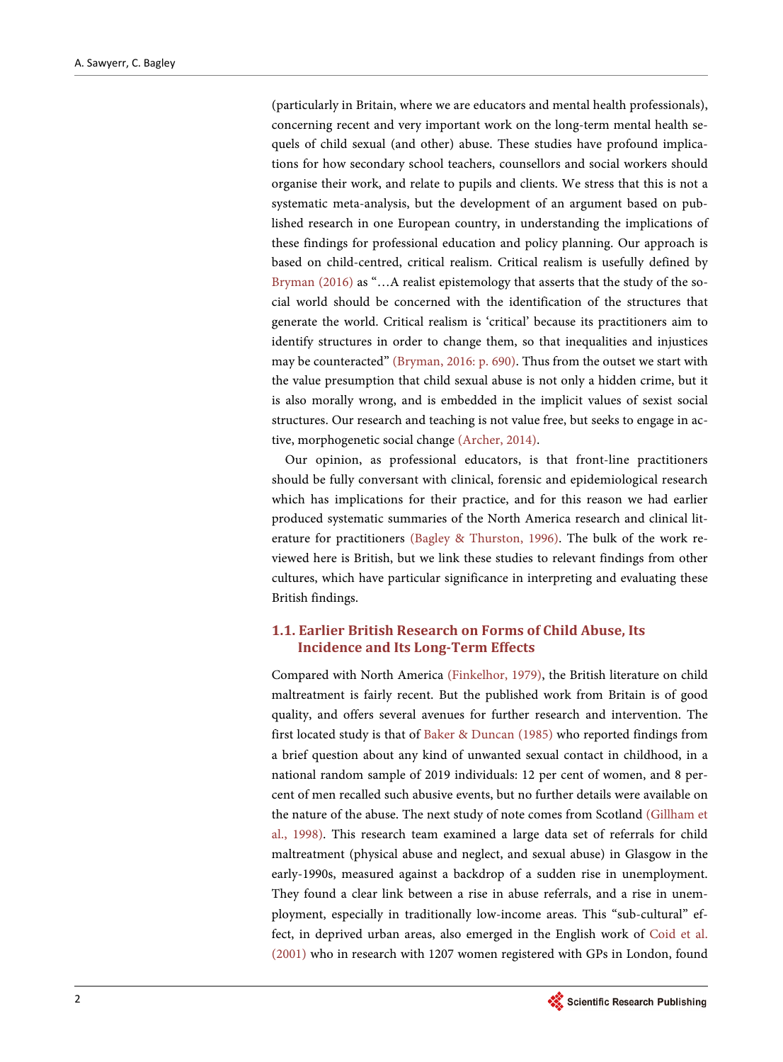(particularly in Britain, where we are educators and mental health professionals), concerning recent and very important work on the long-term mental health sequels of child sexual (and other) abuse. These studies have profound implications for how secondary school teachers, counsellors and social workers should organise their work, and relate to pupils and clients. We stress that this is not a systematic meta-analysis, but the development of an argument based on published research in one European country, in understanding the implications of these findings for professional education and policy planning. Our approach is based on child-centred, critical realism. Critical realism is usefully defined by Bryman (2016) as "…A realist epistemology that asserts that the study of the social world should be concerned with the identification of the structures that generate the world. Critical realism is 'critical' because its practitioners aim to identify structures in order to change them, so that inequalities and injustices may be counteracted" (Bryman, 2016: p. 690). Thus from the outset we start with the value presumption that child sexual abuse is not only a hidden crime, but it is also morally wrong, and is embedded in the implicit values of sexist social structures. Our research and teaching is not value free, but seeks to engage in active, morphogenetic social change (Archer, 2014).

Our opinion, as professional educators, is that front-line practitioners should be fully conversant with clinical, forensic and epidemiological research which has implications for their practice, and for this reason we had earlier produced systematic summaries of the North America research and clinical literature for practitioners (Bagley & Thurston, 1996). The bulk of the work reviewed here is British, but we link these studies to relevant findings from other cultures, which have particular significance in interpreting and evaluating these British findings.

### 1.1. Earlier British Research on Forms of Child Abuse, Its Incidence and Its Long-Term Effects

Compared with North America (Finkelhor, 1979), the British literature on child maltreatment is fairly recent. But the published work from Britain is of good quality, and offers several avenues for further research and intervention. The first located study is that of Baker & Duncan (1985) who reported findings from a brief question about any kind of unwanted sexual contact in childhood, in a national random sample of 2019 individuals: 12 per cent of women, and 8 percent of men recalled such abusive events, but no further details were available on the nature of the abuse. The next study of note comes from Scotland (Gillham et al., 1998). This research team examined a large data set of referrals for child maltreatment (physical abuse and neglect, and sexual abuse) in Glasgow in the early-1990s, measured against a backdrop of a sudden rise in unemployment. They found a clear link between a rise in abuse referrals, and a rise in unemployment, especially in traditionally low-income areas. This "sub-cultural" effect, in deprived urban areas, also emerged in the English work of Coid et al. (2001) who in research with 1207 women registered with GPs in London, found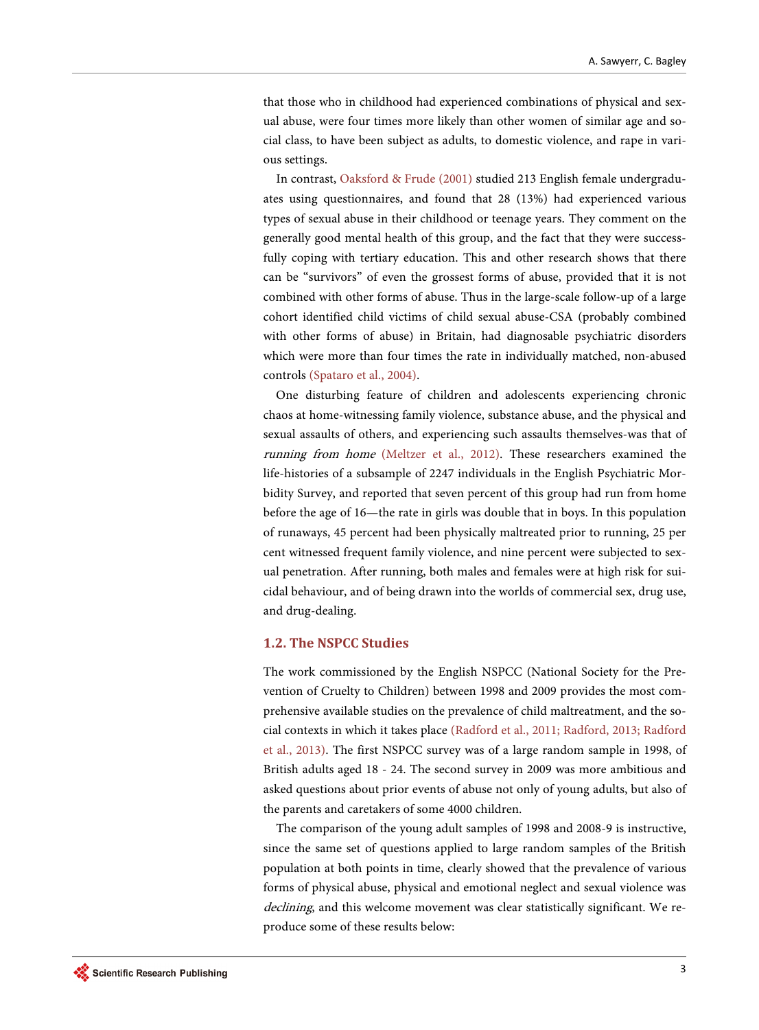that those who in childhood had experienced combinations of physical and sexual abuse, were four times more likely than other women of similar age and social class, to have been subject as adults, to domestic violence, and rape in various settings.

In contrast, Oaksford & Frude (2001) studied 213 English female undergraduates using questionnaires, and found that 28 (13%) had experienced various types of sexual abuse in their childhood or teenage years. They comment on the generally good mental health of this group, and the fact that they were successfully coping with tertiary education. This and other research shows that there can be "survivors" of even the grossest forms of abuse, provided that it is not combined with other forms of abuse. Thus in the large-scale follow-up of a large cohort identified child victims of child sexual abuse-CSA (probably combined with other forms of abuse) in Britain, had diagnosable psychiatric disorders which were more than four times the rate in individually matched, non-abused controls (Spataro et al., 2004).

One disturbing feature of children and adolescents experiencing chronic chaos at home-witnessing family violence, substance abuse, and the physical and sexual assaults of others, and experiencing such assaults themselves-was that of *running from home* (Meltzer et al., 2012). These researchers examined the life-histories of a subsample of 2247 individuals in the English Psychiatric Morbidity Survey, and reported that seven percent of this group had run from home before the age of 16—the rate in girls was double that in boys. In this population of runaways, 45 percent had been physically maltreated prior to running, 25 per cent witnessed frequent family violence, and nine percent were subjected to sexual penetration. After running, both males and females were at high risk for suicidal behaviour, and of being drawn into the worlds of commercial sex, drug use, and drug-dealing.

## 1.2. The NSPCC Studies

The work commissioned by the English NSPCC (National Society for the Prevention of Cruelty to Children) between 1998 and 2009 provides the most comprehensive available studies on the prevalence of child maltreatment, and the social contexts in which it takes place (Radford et al., 2011; Radford, 2013; Radford et al., 2013). The first NSPCC survey was of a large random sample in 1998, of British adults aged 18 - 24. The second survey in 2009 was more ambitious and asked questions about prior events of abuse not only of young adults, but also of the parents and caretakers of some 4000 children.

The comparison of the young adult samples of 1998 and 2008-9 is instructive, since the same set of questions applied to large random samples of the British population at both points in time, clearly showed that the prevalence of various forms of physical abuse, physical and emotional neglect and sexual violence was *declining*, and this welcome movement was clear statistically significant. We reproduce some of these results below: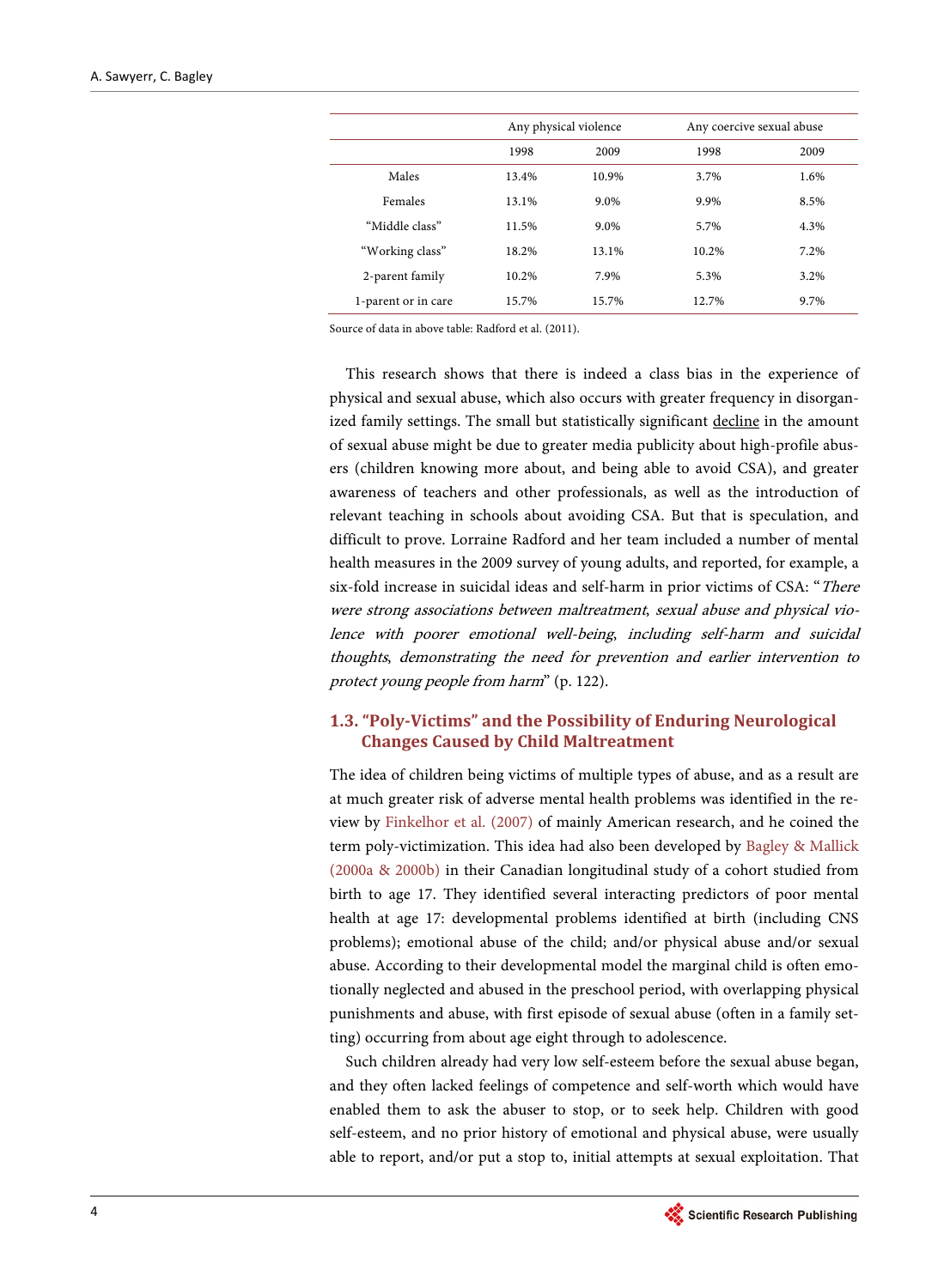| | Any physical violence | | Any coercive sexual abuse | |
|---|---|---|---|---|
| | 1998 | 2009 | 1998 | 2009 |
| Males | 13.4% | 10.9% | 3.7% | 1.6% |
| Females | 13.1% | 9.0% | 9.9% | 8.5% |
| "Middle class" | 11.5% | 9.0% | 5.7% | 4.3% |
| "Working class" | 18.2% | 13.1% | 10.2% | 7.2% |
| 2-parent family | 10.2% | 7.9% | 5.3% | 3.2% |
| 1-parent or in care | 15.7% | 15.7% | 12.7% | 9.7% |

Source of data in above table: Radford et al. (2011).

This research shows that there is indeed a class bias in the experience of physical and sexual abuse, which also occurs with greater frequency in disorganized family settings. The small but statistically significant decline in the amount of sexual abuse might be due to greater media publicity about high-profile abusers (children knowing more about, and being able to avoid CSA), and greater awareness of teachers and other professionals, as well as the introduction of relevant teaching in schools about avoiding CSA. But that is speculation, and difficult to prove. Lorraine Radford and her team included a number of mental health measures in the 2009 survey of young adults, and reported, for example, a six-fold increase in suicidal ideas and self-harm in prior victims of CSA: "*There were strong associations between maltreatment, sexual abuse and physical violence with poorer emotional well-being, including self-harm and suicidal thoughts, demonstrating the need for prevention and earlier intervention to protect young people from harm*" (p. 122).

### 1.3. "Poly-Victims" and the Possibility of Enduring Neurological Changes Caused by Child Maltreatment

The idea of children being victims of multiple types of abuse, and as a result are at much greater risk of adverse mental health problems was identified in the review by Finkelhor et al. (2007) of mainly American research, and he coined the term poly-victimization. This idea had also been developed by Bagley & Mallick (2000a & 2000b) in their Canadian longitudinal study of a cohort studied from birth to age 17. They identified several interacting predictors of poor mental health at age 17: developmental problems identified at birth (including CNS problems); emotional abuse of the child; and/or physical abuse and/or sexual abuse. According to their developmental model the marginal child is often emotionally neglected and abused in the preschool period, with overlapping physical punishments and abuse, with first episode of sexual abuse (often in a family setting) occurring from about age eight through to adolescence.

Such children already had very low self-esteem before the sexual abuse began, and they often lacked feelings of competence and self-worth which would have enabled them to ask the abuser to stop, or to seek help. Children with good self-esteem, and no prior history of emotional and physical abuse, were usually able to report, and/or put a stop to, initial attempts at sexual exploitation. That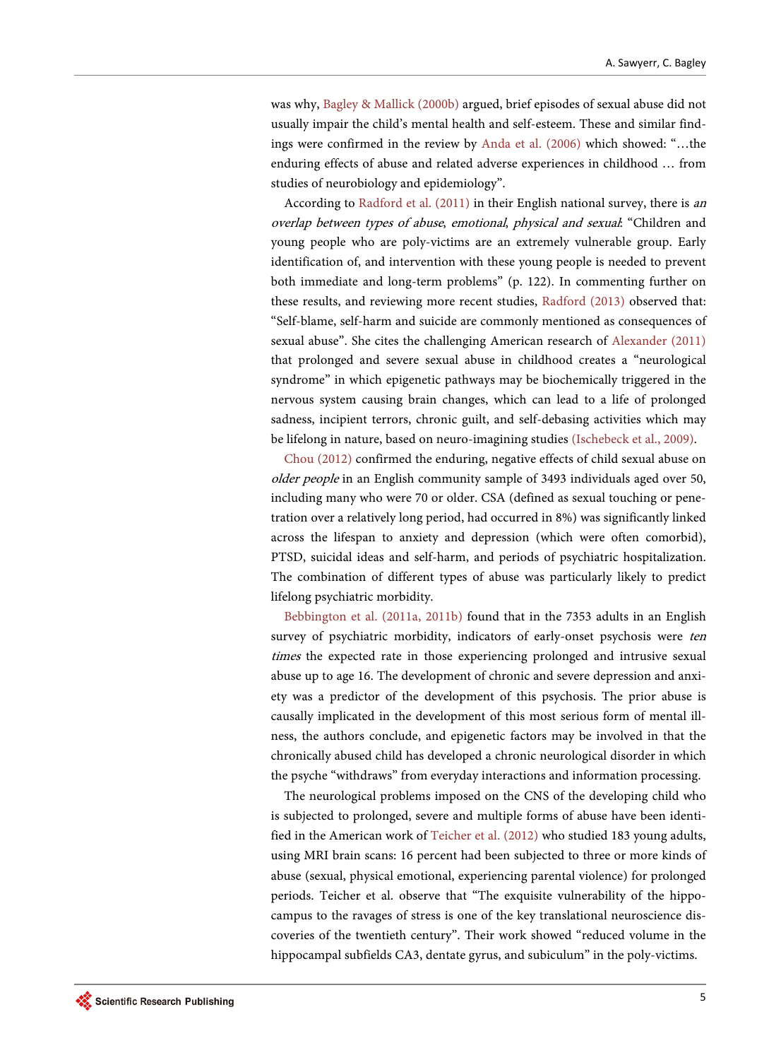was why, Bagley & Mallick (2000b) argued, brief episodes of sexual abuse did not usually impair the child's mental health and self-esteem. These and similar findings were confirmed in the review by Anda et al. (2006) which showed: "…the enduring effects of abuse and related adverse experiences in childhood … from studies of neurobiology and epidemiology".

According to Radford et al. (2011) in their English national survey, there is *an overlap between types of abuse*, *emotional*, *physical and sexual*: "Children and young people who are poly-victims are an extremely vulnerable group. Early identification of, and intervention with these young people is needed to prevent both immediate and long-term problems" (p. 122). In commenting further on these results, and reviewing more recent studies, Radford (2013) observed that: "Self-blame, self-harm and suicide are commonly mentioned as consequences of sexual abuse". She cites the challenging American research of Alexander (2011) that prolonged and severe sexual abuse in childhood creates a "neurological syndrome" in which epigenetic pathways may be biochemically triggered in the nervous system causing brain changes, which can lead to a life of prolonged sadness, incipient terrors, chronic guilt, and self-debasing activities which may be lifelong in nature, based on neuro-imagining studies (Ischebeck et al., 2009).

Chou (2012) confirmed the enduring, negative effects of child sexual abuse on *older people* in an English community sample of 3493 individuals aged over 50, including many who were 70 or older. CSA (defined as sexual touching or penetration over a relatively long period, had occurred in 8%) was significantly linked across the lifespan to anxiety and depression (which were often comorbid), PTSD, suicidal ideas and self-harm, and periods of psychiatric hospitalization. The combination of different types of abuse was particularly likely to predict lifelong psychiatric morbidity.

Bebbington et al. (2011a, 2011b) found that in the 7353 adults in an English survey of psychiatric morbidity, indicators of early-onset psychosis were *ten times* the expected rate in those experiencing prolonged and intrusive sexual abuse up to age 16. The development of chronic and severe depression and anxiety was a predictor of the development of this psychosis. The prior abuse is causally implicated in the development of this most serious form of mental illness, the authors conclude, and epigenetic factors may be involved in that the chronically abused child has developed a chronic neurological disorder in which the psyche "withdraws" from everyday interactions and information processing.

The neurological problems imposed on the CNS of the developing child who is subjected to prolonged, severe and multiple forms of abuse have been identified in the American work of Teicher et al. (2012) who studied 183 young adults, using MRI brain scans: 16 percent had been subjected to three or more kinds of abuse (sexual, physical emotional, experiencing parental violence) for prolonged periods. Teicher et al. observe that "The exquisite vulnerability of the hippocampus to the ravages of stress is one of the key translational neuroscience discoveries of the twentieth century". Their work showed "reduced volume in the hippocampal subfields CA3, dentate gyrus, and subiculum" in the poly-victims.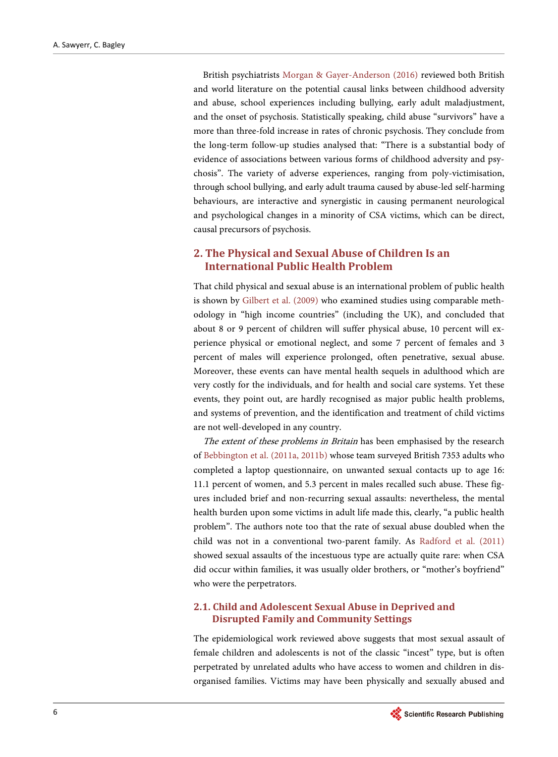British psychiatrists Morgan & Gayer-Anderson (2016) reviewed both British and world literature on the potential causal links between childhood adversity and abuse, school experiences including bullying, early adult maladjustment, and the onset of psychosis. Statistically speaking, child abuse "survivors" have a more than three-fold increase in rates of chronic psychosis. They conclude from the long-term follow-up studies analysed that: "There is a substantial body of evidence of associations between various forms of childhood adversity and psychosis". The variety of adverse experiences, ranging from poly-victimisation, through school bullying, and early adult trauma caused by abuse-led self-harming behaviours, are interactive and synergistic in causing permanent neurological and psychological changes in a minority of CSA victims, which can be direct, causal precursors of psychosis.

## 2. The Physical and Sexual Abuse of Children Is an International Public Health Problem

That child physical and sexual abuse is an international problem of public health is shown by Gilbert et al. (2009) who examined studies using comparable methodology in "high income countries" (including the UK), and concluded that about 8 or 9 percent of children will suffer physical abuse, 10 percent will experience physical or emotional neglect, and some 7 percent of females and 3 percent of males will experience prolonged, often penetrative, sexual abuse. Moreover, these events can have mental health sequels in adulthood which are very costly for the individuals, and for health and social care systems. Yet these events, they point out, are hardly recognised as major public health problems, and systems of prevention, and the identification and treatment of child victims are not well-developed in any country.

*The extent of these problems in Britain* has been emphasised by the research of Bebbington et al. (2011a, 2011b) whose team surveyed British 7353 adults who completed a laptop questionnaire, on unwanted sexual contacts up to age 16: 11.1 percent of women, and 5.3 percent in males recalled such abuse. These figures included brief and non-recurring sexual assaults: nevertheless, the mental health burden upon some victims in adult life made this, clearly, "a public health problem". The authors note too that the rate of sexual abuse doubled when the child was not in a conventional two-parent family. As Radford et al. (2011) showed sexual assaults of the incestuous type are actually quite rare: when CSA did occur within families, it was usually older brothers, or "mother's boyfriend" who were the perpetrators.

### 2.1. Child and Adolescent Sexual Abuse in Deprived and Disrupted Family and Community Settings

The epidemiological work reviewed above suggests that most sexual assault of female children and adolescents is not of the classic "incest" type, but is often perpetrated by unrelated adults who have access to women and children in disorganised families. Victims may have been physically and sexually abused and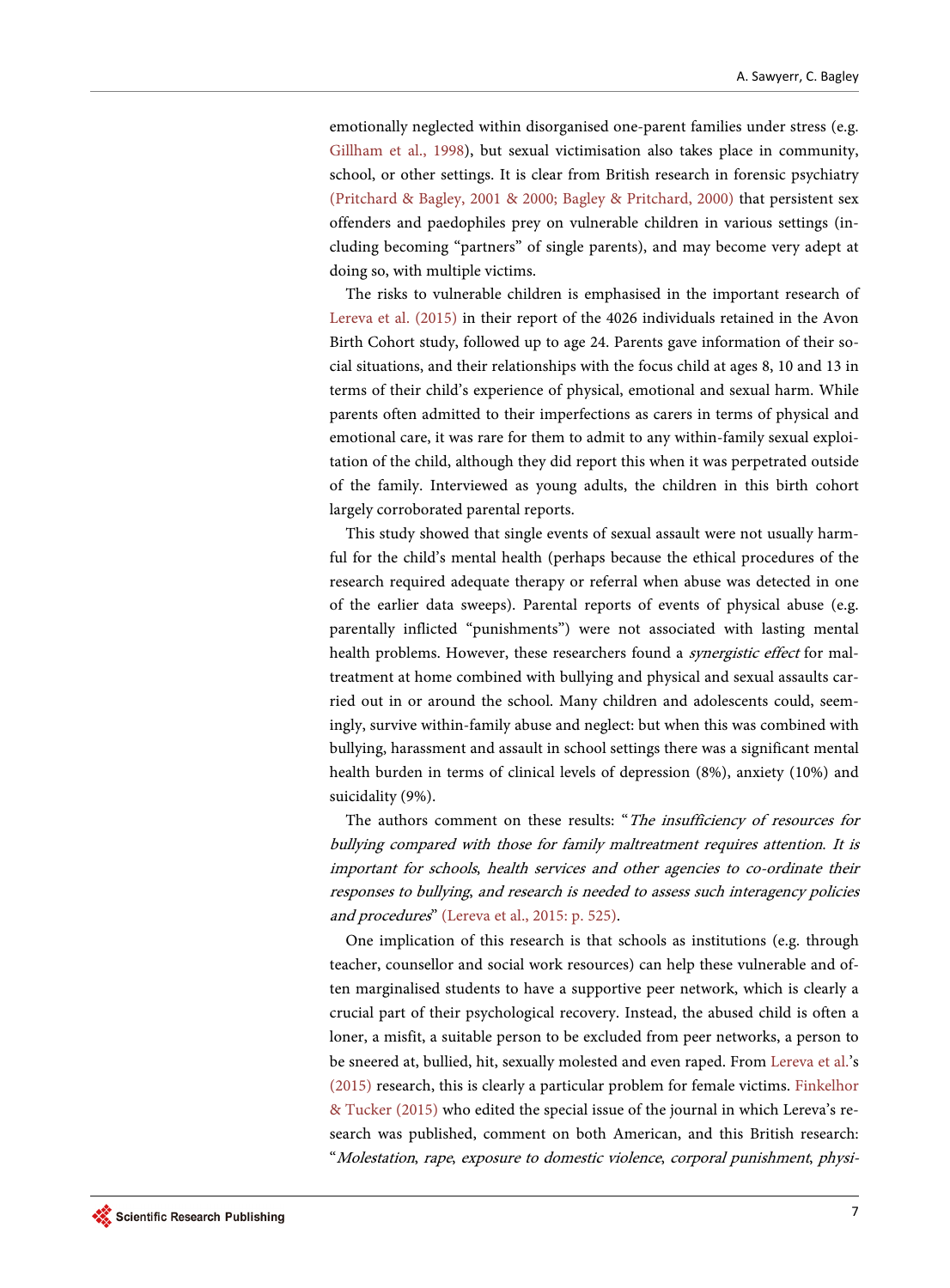emotionally neglected within disorganised one-parent families under stress (e.g. Gillham et al., 1998), but sexual victimisation also takes place in community, school, or other settings. It is clear from British research in forensic psychiatry (Pritchard & Bagley, 2001 & 2000; Bagley & Pritchard, 2000) that persistent sex offenders and paedophiles prey on vulnerable children in various settings (including becoming "partners" of single parents), and may become very adept at doing so, with multiple victims.

The risks to vulnerable children is emphasised in the important research of Lereva et al. (2015) in their report of the 4026 individuals retained in the Avon Birth Cohort study, followed up to age 24. Parents gave information of their social situations, and their relationships with the focus child at ages 8, 10 and 13 in terms of their child's experience of physical, emotional and sexual harm. While parents often admitted to their imperfections as carers in terms of physical and emotional care, it was rare for them to admit to any within-family sexual exploitation of the child, although they did report this when it was perpetrated outside of the family. Interviewed as young adults, the children in this birth cohort largely corroborated parental reports.

This study showed that single events of sexual assault were not usually harmful for the child's mental health (perhaps because the ethical procedures of the research required adequate therapy or referral when abuse was detected in one of the earlier data sweeps). Parental reports of events of physical abuse (e.g. parentally inflicted "punishments") were not associated with lasting mental health problems. However, these researchers found a *synergistic effect* for maltreatment at home combined with bullying and physical and sexual assaults carried out in or around the school. Many children and adolescents could, seemingly, survive within-family abuse and neglect: but when this was combined with bullying, harassment and assault in school settings there was a significant mental health burden in terms of clinical levels of depression (8%), anxiety (10%) and suicidality (9%).

The authors comment on these results: "*The insufficiency of resources for bullying compared with those for family maltreatment requires attention. It is important for schools, health services and other agencies to co-ordinate their responses to bullying, and research is needed to assess such interagency policies and procedures*" (Lereva et al., 2015: p. 525).

One implication of this research is that schools as institutions (e.g. through teacher, counsellor and social work resources) can help these vulnerable and often marginalised students to have a supportive peer network, which is clearly a crucial part of their psychological recovery. Instead, the abused child is often a loner, a misfit, a suitable person to be excluded from peer networks, a person to be sneered at, bullied, hit, sexually molested and even raped. From Lereva et al.'s (2015) research, this is clearly a particular problem for female victims. Finkelhor & Tucker (2015) who edited the special issue of the journal in which Lereva's research was published, comment on both American, and this British research: "*Molestation, rape, exposure to domestic violence, corporal punishment, physi-*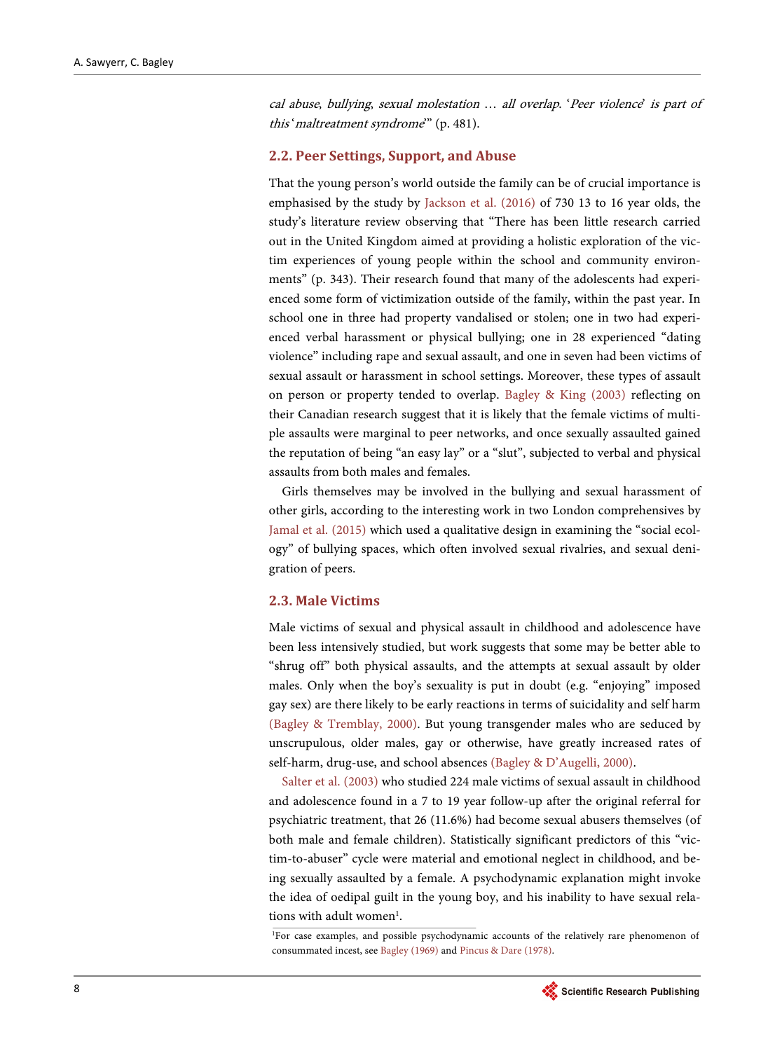*cal abuse, bullying, sexual molestation … all overlap.* '*Peer violence*' *is part of this* '*maltreatment syndrome*'" (p. 481).

### 2.2. Peer Settings, Support, and Abuse

That the young person's world outside the family can be of crucial importance is emphasised by the study by Jackson et al. (2016) of 730 13 to 16 year olds, the study's literature review observing that "There has been little research carried out in the United Kingdom aimed at providing a holistic exploration of the victim experiences of young people within the school and community environments" (p. 343). Their research found that many of the adolescents had experienced some form of victimization outside of the family, within the past year. In school one in three had property vandalised or stolen; one in two had experienced verbal harassment or physical bullying; one in 28 experienced "dating violence" including rape and sexual assault, and one in seven had been victims of sexual assault or harassment in school settings. Moreover, these types of assault on person or property tended to overlap. Bagley & King (2003) reflecting on their Canadian research suggest that it is likely that the female victims of multiple assaults were marginal to peer networks, and once sexually assaulted gained the reputation of being "an easy lay" or a "slut", subjected to verbal and physical assaults from both males and females.

Girls themselves may be involved in the bullying and sexual harassment of other girls, according to the interesting work in two London comprehensives by Jamal et al. (2015) which used a qualitative design in examining the "social ecology" of bullying spaces, which often involved sexual rivalries, and sexual denigration of peers.

### 2.3. Male Victims

Male victims of sexual and physical assault in childhood and adolescence have been less intensively studied, but work suggests that some may be better able to "shrug off" both physical assaults, and the attempts at sexual assault by older males. Only when the boy's sexuality is put in doubt (e.g. "enjoying" imposed gay sex) are there likely to be early reactions in terms of suicidality and self harm (Bagley & Tremblay, 2000). But young transgender males who are seduced by unscrupulous, older males, gay or otherwise, have greatly increased rates of self-harm, drug-use, and school absences (Bagley & D'Augelli, 2000).

Salter et al. (2003) who studied 224 male victims of sexual assault in childhood and adolescence found in a 7 to 19 year follow-up after the original referral for psychiatric treatment, that 26 (11.6%) had become sexual abusers themselves (of both male and female children). Statistically significant predictors of this "victim-to-abuser" cycle were material and emotional neglect in childhood, and being sexually assaulted by a female. A psychodynamic explanation might invoke the idea of oedipal guilt in the young boy, and his inability to have sexual relations with adult women[1].

[1]For case examples, and possible psychodynamic accounts of the relatively rare phenomenon of consummated incest, see Bagley (1969) and Pincus & Dare (1978).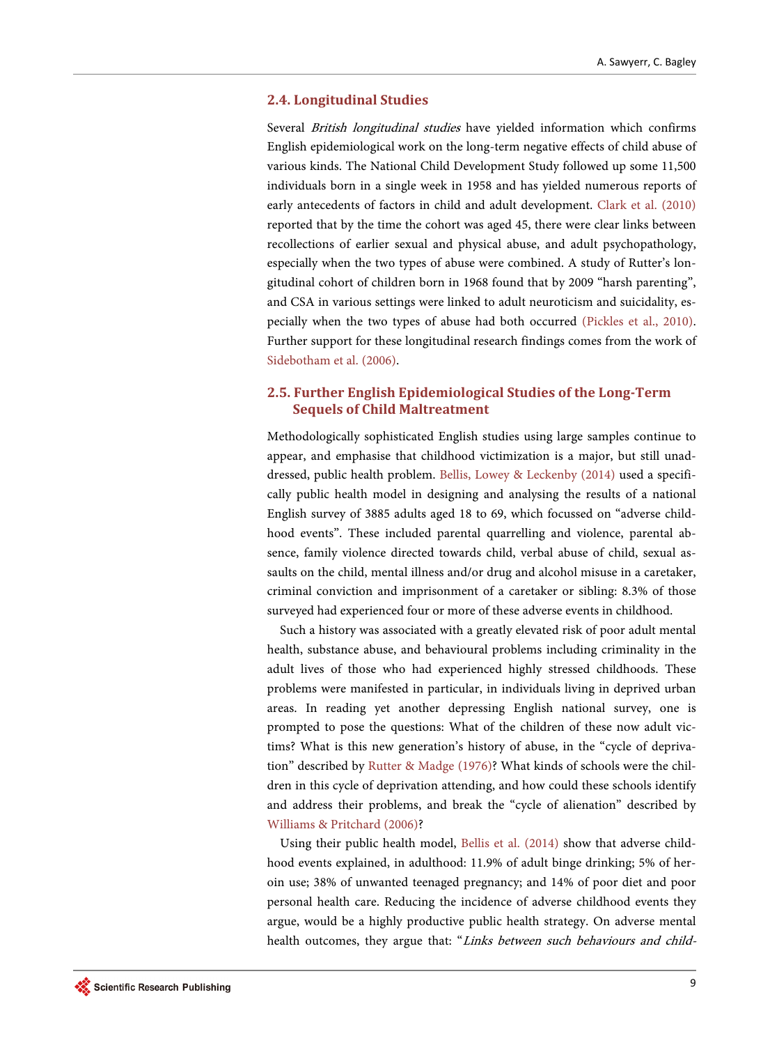### 2.4. Longitudinal Studies

Several *British longitudinal studies* have yielded information which confirms English epidemiological work on the long-term negative effects of child abuse of various kinds. The National Child Development Study followed up some 11,500 individuals born in a single week in 1958 and has yielded numerous reports of early antecedents of factors in child and adult development. Clark et al. (2010) reported that by the time the cohort was aged 45, there were clear links between recollections of earlier sexual and physical abuse, and adult psychopathology, especially when the two types of abuse were combined. A study of Rutter's longitudinal cohort of children born in 1968 found that by 2009 "harsh parenting", and CSA in various settings were linked to adult neuroticism and suicidality, especially when the two types of abuse had both occurred (Pickles et al., 2010). Further support for these longitudinal research findings comes from the work of Sidebotham et al. (2006).

### 2.5. Further English Epidemiological Studies of the Long-Term Sequels of Child Maltreatment

Methodologically sophisticated English studies using large samples continue to appear, and emphasise that childhood victimization is a major, but still unaddressed, public health problem. Bellis, Lowey & Leckenby (2014) used a specifically public health model in designing and analysing the results of a national English survey of 3885 adults aged 18 to 69, which focussed on "adverse childhood events". These included parental quarrelling and violence, parental absence, family violence directed towards child, verbal abuse of child, sexual assaults on the child, mental illness and/or drug and alcohol misuse in a caretaker, criminal conviction and imprisonment of a caretaker or sibling: 8.3% of those surveyed had experienced four or more of these adverse events in childhood.

Such a history was associated with a greatly elevated risk of poor adult mental health, substance abuse, and behavioural problems including criminality in the adult lives of those who had experienced highly stressed childhoods. These problems were manifested in particular, in individuals living in deprived urban areas. In reading yet another depressing English national survey, one is prompted to pose the questions: What of the children of these now adult victims? What is this new generation's history of abuse, in the "cycle of deprivation" described by Rutter & Madge (1976)? What kinds of schools were the children in this cycle of deprivation attending, and how could these schools identify and address their problems, and break the "cycle of alienation" described by Williams & Pritchard (2006)?

Using their public health model, Bellis et al. (2014) show that adverse childhood events explained, in adulthood: 11.9% of adult binge drinking; 5% of heroin use; 38% of unwanted teenaged pregnancy; and 14% of poor diet and poor personal health care. Reducing the incidence of adverse childhood events they argue, would be a highly productive public health strategy. On adverse mental health outcomes, they argue that: "*Links between such behaviours and child-*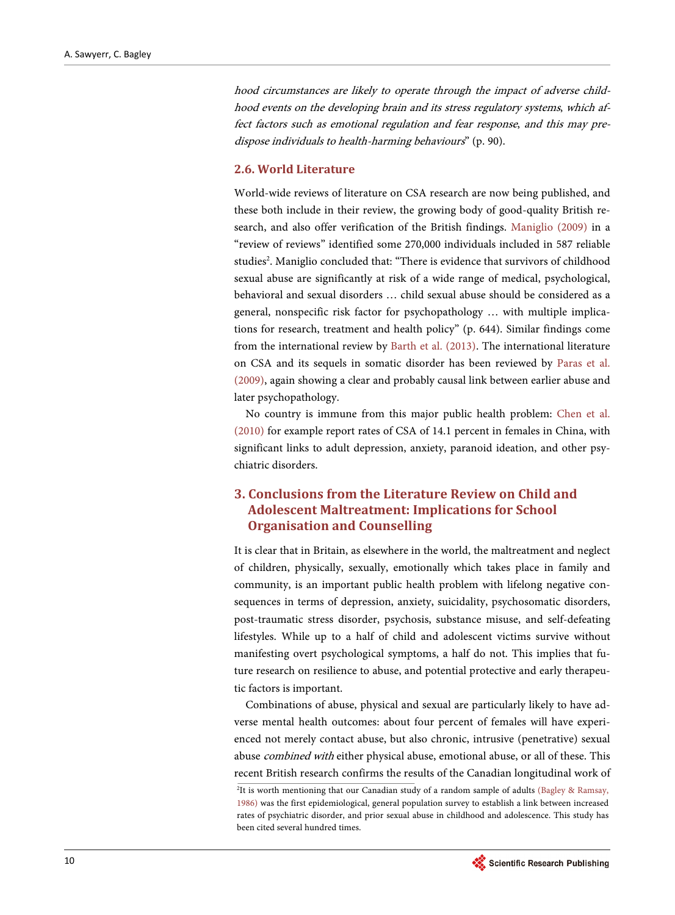*hood circumstances are likely to operate through the impact of adverse childhood events on the developing brain and its stress regulatory systems*, *which affect factors such as emotional regulation and fear response*, *and this may predispose individuals to health-harming behaviours*" (p. 90).

### 2.6. World Literature

World-wide reviews of literature on CSA research are now being published, and these both include in their review, the growing body of good-quality British research, and also offer verification of the British findings. Maniglio (2009) in a "review of reviews" identified some 270,000 individuals included in 587 reliable studies[2]. Maniglio concluded that: "There is evidence that survivors of childhood sexual abuse are significantly at risk of a wide range of medical, psychological, behavioral and sexual disorders … child sexual abuse should be considered as a general, nonspecific risk factor for psychopathology … with multiple implications for research, treatment and health policy" (p. 644). Similar findings come from the international review by Barth et al. (2013). The international literature on CSA and its sequels in somatic disorder has been reviewed by Paras et al. (2009), again showing a clear and probably causal link between earlier abuse and later psychopathology.

No country is immune from this major public health problem: Chen et al. (2010) for example report rates of CSA of 14.1 percent in females in China, with significant links to adult depression, anxiety, paranoid ideation, and other psychiatric disorders.

## 3. Conclusions from the Literature Review on Child and Adolescent Maltreatment: Implications for School Organisation and Counselling

It is clear that in Britain, as elsewhere in the world, the maltreatment and neglect of children, physically, sexually, emotionally which takes place in family and community, is an important public health problem with lifelong negative consequences in terms of depression, anxiety, suicidality, psychosomatic disorders, post-traumatic stress disorder, psychosis, substance misuse, and self-defeating lifestyles. While up to a half of child and adolescent victims survive without manifesting overt psychological symptoms, a half do not. This implies that future research on resilience to abuse, and potential protective and early therapeutic factors is important.

Combinations of abuse, physical and sexual are particularly likely to have adverse mental health outcomes: about four percent of females will have experienced not merely contact abuse, but also chronic, intrusive (penetrative) sexual abuse *combined with* either physical abuse, emotional abuse, or all of these. This recent British research confirms the results of the Canadian longitudinal work of

[2]It is worth mentioning that our Canadian study of a random sample of adults (Bagley & Ramsay, 1986) was the first epidemiological, general population survey to establish a link between increased rates of psychiatric disorder, and prior sexual abuse in childhood and adolescence. This study has been cited several hundred times.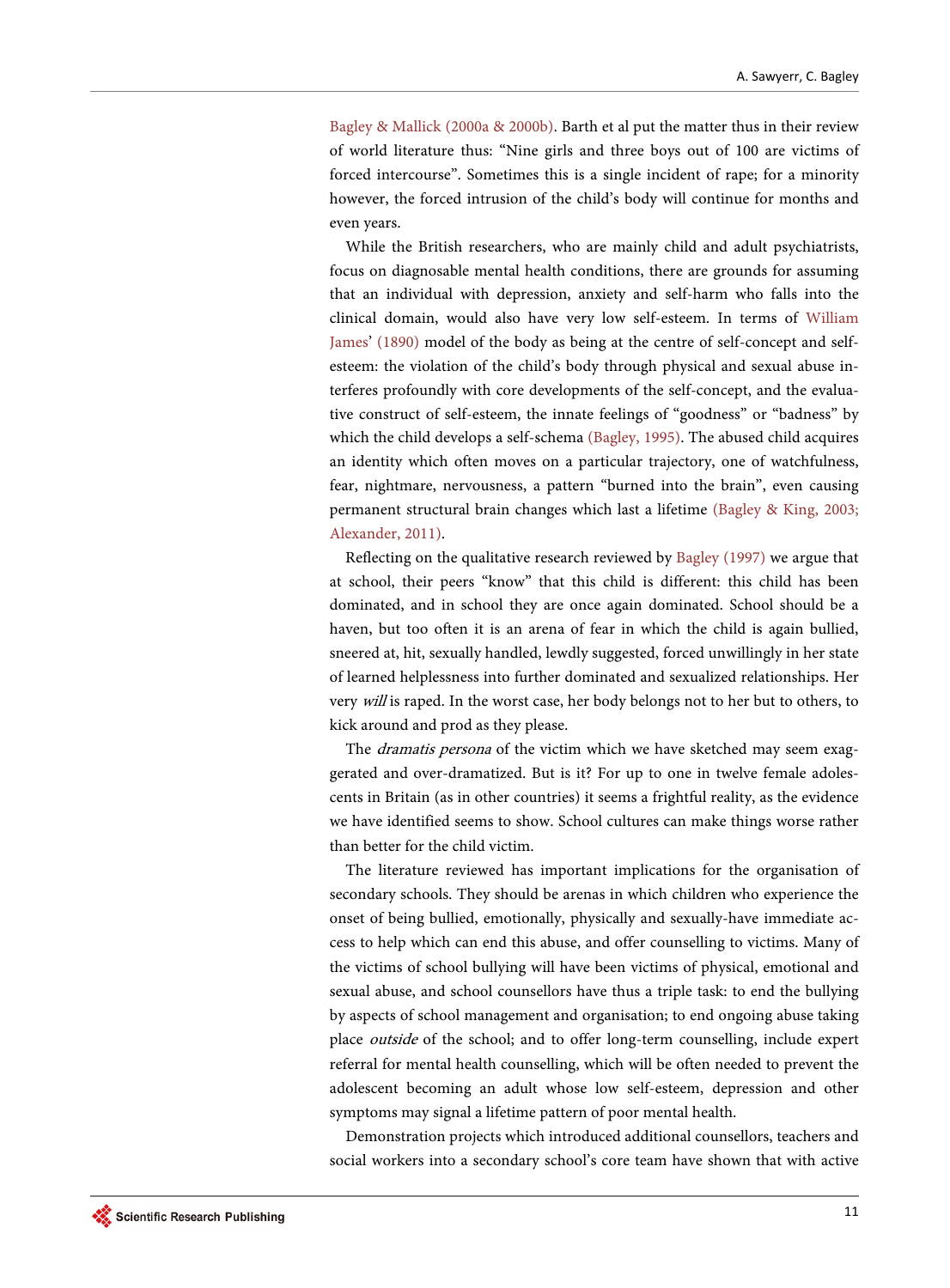Bagley & Mallick (2000a & 2000b). Barth et al put the matter thus in their review of world literature thus: "Nine girls and three boys out of 100 are victims of forced intercourse". Sometimes this is a single incident of rape; for a minority however, the forced intrusion of the child's body will continue for months and even years.

While the British researchers, who are mainly child and adult psychiatrists, focus on diagnosable mental health conditions, there are grounds for assuming that an individual with depression, anxiety and self-harm who falls into the clinical domain, would also have very low self-esteem. In terms of William James' (1890) model of the body as being at the centre of self-concept and self-esteem: the violation of the child's body through physical and sexual abuse interferes profoundly with core developments of the self-concept, and the evaluative construct of self-esteem, the innate feelings of "goodness" or "badness" by which the child develops a self-schema (Bagley, 1995). The abused child acquires an identity which often moves on a particular trajectory, one of watchfulness, fear, nightmare, nervousness, a pattern "burned into the brain", even causing permanent structural brain changes which last a lifetime (Bagley & King, 2003; Alexander, 2011).

Reflecting on the qualitative research reviewed by Bagley (1997) we argue that at school, their peers "know" that this child is different: this child has been dominated, and in school they are once again dominated. School should be a haven, but too often it is an arena of fear in which the child is again bullied, sneered at, hit, sexually handled, lewdly suggested, forced unwillingly in her state of learned helplessness into further dominated and sexualized relationships. Her very *will* is raped. In the worst case, her body belongs not to her but to others, to kick around and prod as they please.

The *dramatis persona* of the victim which we have sketched may seem exaggerated and over-dramatized. But is it? For up to one in twelve female adolescents in Britain (as in other countries) it seems a frightful reality, as the evidence we have identified seems to show. School cultures can make things worse rather than better for the child victim.

The literature reviewed has important implications for the organisation of secondary schools. They should be arenas in which children who experience the onset of being bullied, emotionally, physically and sexually-have immediate access to help which can end this abuse, and offer counselling to victims. Many of the victims of school bullying will have been victims of physical, emotional and sexual abuse, and school counsellors have thus a triple task: to end the bullying by aspects of school management and organisation; to end ongoing abuse taking place *outside* of the school; and to offer long-term counselling, include expert referral for mental health counselling, which will be often needed to prevent the adolescent becoming an adult whose low self-esteem, depression and other symptoms may signal a lifetime pattern of poor mental health.

Demonstration projects which introduced additional counsellors, teachers and social workers into a secondary school's core team have shown that with active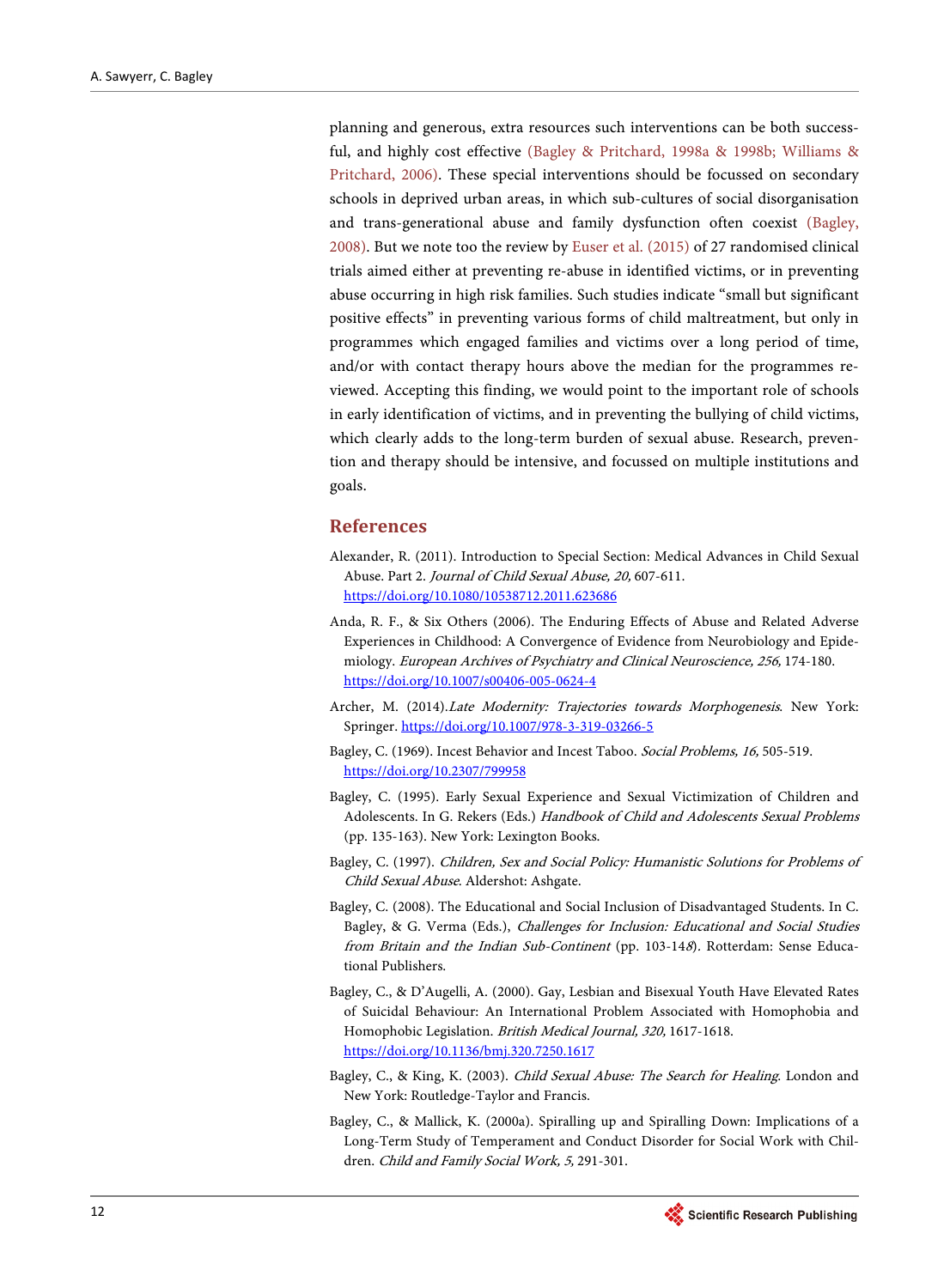planning and generous, extra resources such interventions can be both successful, and highly cost effective (Bagley & Pritchard, 1998a & 1998b; Williams & Pritchard, 2006). These special interventions should be focussed on secondary schools in deprived urban areas, in which sub-cultures of social disorganisation and trans-generational abuse and family dysfunction often coexist (Bagley, 2008). But we note too the review by Euser et al. (2015) of 27 randomised clinical trials aimed either at preventing re-abuse in identified victims, or in preventing abuse occurring in high risk families. Such studies indicate "small but significant positive effects" in preventing various forms of child maltreatment, but only in programmes which engaged families and victims over a long period of time, and/or with contact therapy hours above the median for the programmes reviewed. Accepting this finding, we would point to the important role of schools in early identification of victims, and in preventing the bullying of child victims, which clearly adds to the long-term burden of sexual abuse. Research, prevention and therapy should be intensive, and focussed on multiple institutions and goals.

## References

Alexander, R. (2011). Introduction to Special Section: Medical Advances in Child Sexual Abuse. Part 2. *Journal of Child Sexual Abuse, 20,* 607-611. https://doi.org/10.1080/10538712.2011.623686

Anda, R. F., & Six Others (2006). The Enduring Effects of Abuse and Related Adverse Experiences in Childhood: A Convergence of Evidence from Neurobiology and Epidemiology. *European Archives of Psychiatry and Clinical Neuroscience, 256,* 174-180. https://doi.org/10.1007/s00406-005-0624-4

Archer, M. (2014). *Late Modernity: Trajectories towards Morphogenesis*. New York: Springer. https://doi.org/10.1007/978-3-319-03266-5

Bagley, C. (1969). Incest Behavior and Incest Taboo. *Social Problems, 16,* 505-519. https://doi.org/10.2307/799958

Bagley, C. (1995). Early Sexual Experience and Sexual Victimization of Children and Adolescents. In G. Rekers (Eds.) *Handbook of Child and Adolescents Sexual Problems* (pp. 135-163). New York: Lexington Books.

Bagley, C. (1997). *Children, Sex and Social Policy: Humanistic Solutions for Problems of Child Sexual Abuse*. Aldershot: Ashgate.

Bagley, C. (2008). The Educational and Social Inclusion of Disadvantaged Students. In C. Bagley, & G. Verma (Eds.), *Challenges for Inclusion: Educational and Social Studies from Britain and the Indian Sub-Continent* (pp. 103-148). Rotterdam: Sense Educational Publishers.

Bagley, C., & D'Augelli, A. (2000). Gay, Lesbian and Bisexual Youth Have Elevated Rates of Suicidal Behaviour: An International Problem Associated with Homophobia and Homophobic Legislation. *British Medical Journal, 320,* 1617-1618. https://doi.org/10.1136/bmj.320.7250.1617

Bagley, C., & King, K. (2003). *Child Sexual Abuse: The Search for Healing*. London and New York: Routledge-Taylor and Francis.

Bagley, C., & Mallick, K. (2000a). Spiralling up and Spiralling Down: Implications of a Long-Term Study of Temperament and Conduct Disorder for Social Work with Children. *Child and Family Social Work, 5,* 291-301.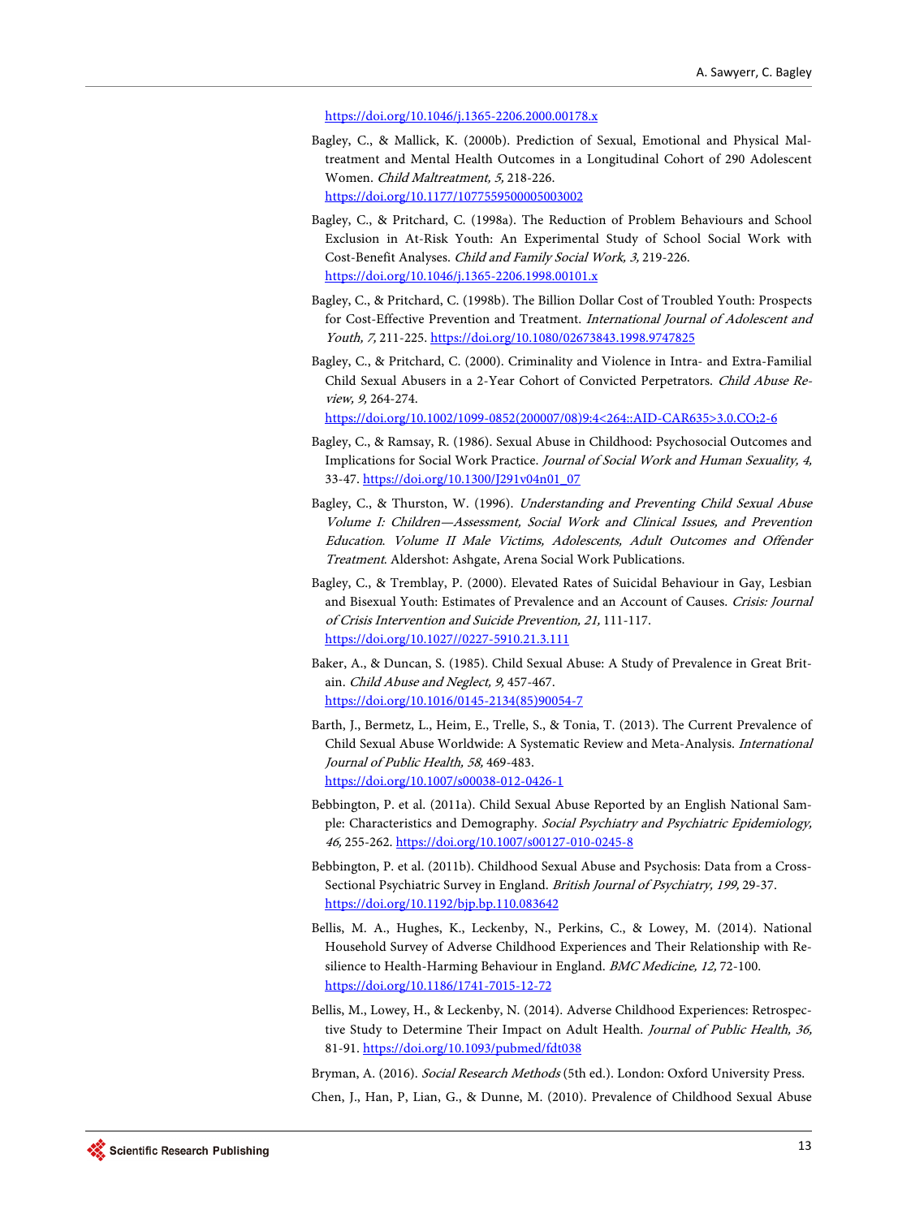https://doi.org/10.1046/j.1365-2206.2000.00178.x

Bagley, C., & Mallick, K. (2000b). Prediction of Sexual, Emotional and Physical Maltreatment and Mental Health Outcomes in a Longitudinal Cohort of 290 Adolescent Women. *Child Maltreatment, 5,* 218-226. https://doi.org/10.1177/1077559500005003002

Bagley, C., & Pritchard, C. (1998a). The Reduction of Problem Behaviours and School Exclusion in At-Risk Youth: An Experimental Study of School Social Work with Cost-Benefit Analyses. *Child and Family Social Work, 3,* 219-226. https://doi.org/10.1046/j.1365-2206.1998.00101.x

Bagley, C., & Pritchard, C. (1998b). The Billion Dollar Cost of Troubled Youth: Prospects for Cost-Effective Prevention and Treatment. *International Journal of Adolescent and Youth, 7,* 211-225. https://doi.org/10.1080/02673843.1998.9747825

Bagley, C., & Pritchard, C. (2000). Criminality and Violence in Intra- and Extra-Familial Child Sexual Abusers in a 2-Year Cohort of Convicted Perpetrators. *Child Abuse Review, 9,* 264-274. https://doi.org/10.1002/1099-0852(200007/08)9:4<264::AID-CAR635>3.0.CO;2-6

Bagley, C., & Ramsay, R. (1986). Sexual Abuse in Childhood: Psychosocial Outcomes and Implications for Social Work Practice. *Journal of Social Work and Human Sexuality, 4,* 33-47. https://doi.org/10.1300/J291v04n01_07

Bagley, C., & Thurston, W. (1996). *Understanding and Preventing Child Sexual Abuse Volume I: Children—Assessment, Social Work and Clinical Issues, and Prevention Education. Volume II Male Victims, Adolescents, Adult Outcomes and Offender Treatment*. Aldershot: Ashgate, Arena Social Work Publications.

Bagley, C., & Tremblay, P. (2000). Elevated Rates of Suicidal Behaviour in Gay, Lesbian and Bisexual Youth: Estimates of Prevalence and an Account of Causes. *Crisis: Journal of Crisis Intervention and Suicide Prevention, 21,* 111-117. https://doi.org/10.1027//0227-5910.21.3.111

Baker, A., & Duncan, S. (1985). Child Sexual Abuse: A Study of Prevalence in Great Britain. *Child Abuse and Neglect, 9,* 457-467. https://doi.org/10.1016/0145-2134(85)90054-7

Barth, J., Bermetz, L., Heim, E., Trelle, S., & Tonia, T. (2013). The Current Prevalence of Child Sexual Abuse Worldwide: A Systematic Review and Meta-Analysis. *International Journal of Public Health, 58,* 469-483. https://doi.org/10.1007/s00038-012-0426-1

Bebbington, P. et al. (2011a). Child Sexual Abuse Reported by an English National Sample: Characteristics and Demography. *Social Psychiatry and Psychiatric Epidemiology, 46,* 255-262. https://doi.org/10.1007/s00127-010-0245-8

Bebbington, P. et al. (2011b). Childhood Sexual Abuse and Psychosis: Data from a Cross-Sectional Psychiatric Survey in England. *British Journal of Psychiatry, 199,* 29-37. https://doi.org/10.1192/bjp.bp.110.083642

Bellis, M. A., Hughes, K., Leckenby, N., Perkins, C., & Lowey, M. (2014). National Household Survey of Adverse Childhood Experiences and Their Relationship with Resilience to Health-Harming Behaviour in England. *BMC Medicine, 12,* 72-100. https://doi.org/10.1186/1741-7015-12-72

Bellis, M., Lowey, H., & Leckenby, N. (2014). Adverse Childhood Experiences: Retrospective Study to Determine Their Impact on Adult Health. *Journal of Public Health, 36,* 81-91. https://doi.org/10.1093/pubmed/fdt038

Bryman, A. (2016). *Social Research Methods* (5th ed.). London: Oxford University Press.

Chen, J., Han, P, Lian, G., & Dunne, M. (2010). Prevalence of Childhood Sexual Abuse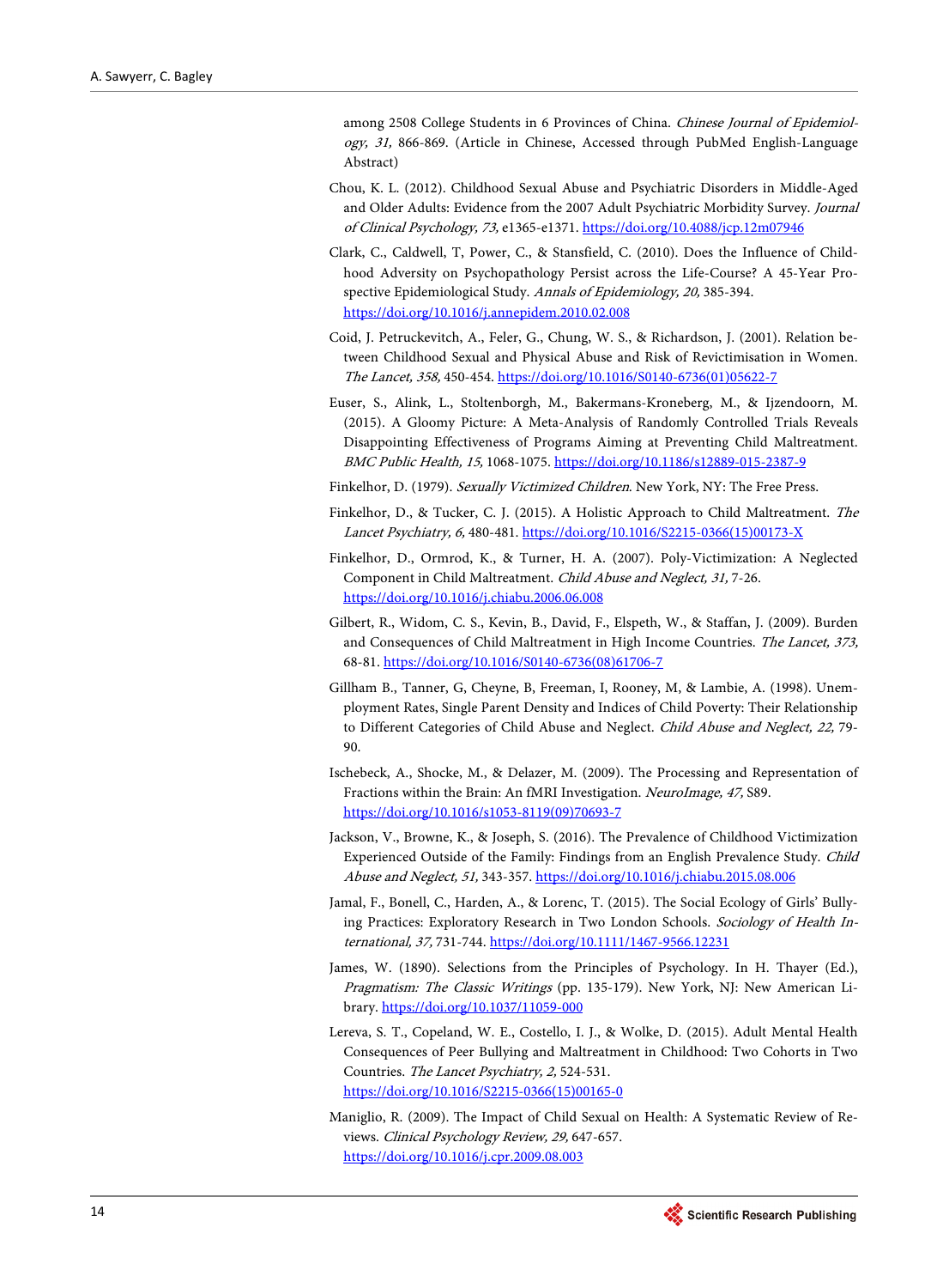among 2508 College Students in 6 Provinces of China. *Chinese Journal of Epidemiology, 31,* 866-869. (Article in Chinese, Accessed through PubMed English-Language Abstract)

Chou, K. L. (2012). Childhood Sexual Abuse and Psychiatric Disorders in Middle-Aged and Older Adults: Evidence from the 2007 Adult Psychiatric Morbidity Survey. *Journal of Clinical Psychology, 73,* e1365-e1371. https://doi.org/10.4088/jcp.12m07946

Clark, C., Caldwell, T, Power, C., & Stansfield, C. (2010). Does the Influence of Childhood Adversity on Psychopathology Persist across the Life-Course? A 45-Year Prospective Epidemiological Study. *Annals of Epidemiology, 20,* 385-394. https://doi.org/10.1016/j.annepidem.2010.02.008

Coid, J. Petruckevitch, A., Feler, G., Chung, W. S., & Richardson, J. (2001). Relation between Childhood Sexual and Physical Abuse and Risk of Revictimisation in Women. *The Lancet, 358,* 450-454. https://doi.org/10.1016/S0140-6736(01)05622-7

Euser, S., Alink, L., Stoltenborgh, M., Bakermans-Kroneberg, M., & Ijzendoorn, M. (2015). A Gloomy Picture: A Meta-Analysis of Randomly Controlled Trials Reveals Disappointing Effectiveness of Programs Aiming at Preventing Child Maltreatment. *BMC Public Health, 15,* 1068-1075. https://doi.org/10.1186/s12889-015-2387-9

Finkelhor, D. (1979). *Sexually Victimized Children*. New York, NY: The Free Press.

Finkelhor, D., & Tucker, C. J. (2015). A Holistic Approach to Child Maltreatment. *The Lancet Psychiatry, 6,* 480-481. https://doi.org/10.1016/S2215-0366(15)00173-X

Finkelhor, D., Ormrod, K., & Turner, H. A. (2007). Poly-Victimization: A Neglected Component in Child Maltreatment. *Child Abuse and Neglect, 31,* 7-26. https://doi.org/10.1016/j.chiabu.2006.06.008

Gilbert, R., Widom, C. S., Kevin, B., David, F., Elspeth, W., & Staffan, J. (2009). Burden and Consequences of Child Maltreatment in High Income Countries. *The Lancet, 373,* 68-81. https://doi.org/10.1016/S0140-6736(08)61706-7

Gillham B., Tanner, G, Cheyne, B, Freeman, I, Rooney, M, & Lambie, A. (1998). Unemployment Rates, Single Parent Density and Indices of Child Poverty: Their Relationship to Different Categories of Child Abuse and Neglect. *Child Abuse and Neglect, 22,* 79-90.

Ischebeck, A., Shocke, M., & Delazer, M. (2009). The Processing and Representation of Fractions within the Brain: An fMRI Investigation. *NeuroImage, 47,* S89. https://doi.org/10.1016/s1053-8119(09)70693-7

Jackson, V., Browne, K., & Joseph, S. (2016). The Prevalence of Childhood Victimization Experienced Outside of the Family: Findings from an English Prevalence Study. *Child Abuse and Neglect, 51,* 343-357. https://doi.org/10.1016/j.chiabu.2015.08.006

Jamal, F., Bonell, C., Harden, A., & Lorenc, T. (2015). The Social Ecology of Girls' Bullying Practices: Exploratory Research in Two London Schools. *Sociology of Health International, 37,* 731-744. https://doi.org/10.1111/1467-9566.12231

James, W. (1890). Selections from the Principles of Psychology. In H. Thayer (Ed.), *Pragmatism: The Classic Writings* (pp. 135-179). New York, NJ: New American Library. https://doi.org/10.1037/11059-000

Lereva, S. T., Copeland, W. E., Costello, I. J., & Wolke, D. (2015). Adult Mental Health Consequences of Peer Bullying and Maltreatment in Childhood: Two Cohorts in Two Countries. *The Lancet Psychiatry, 2,* 524-531. https://doi.org/10.1016/S2215-0366(15)00165-0

Maniglio, R. (2009). The Impact of Child Sexual on Health: A Systematic Review of Reviews. *Clinical Psychology Review, 29,* 647-657. https://doi.org/10.1016/j.cpr.2009.08.003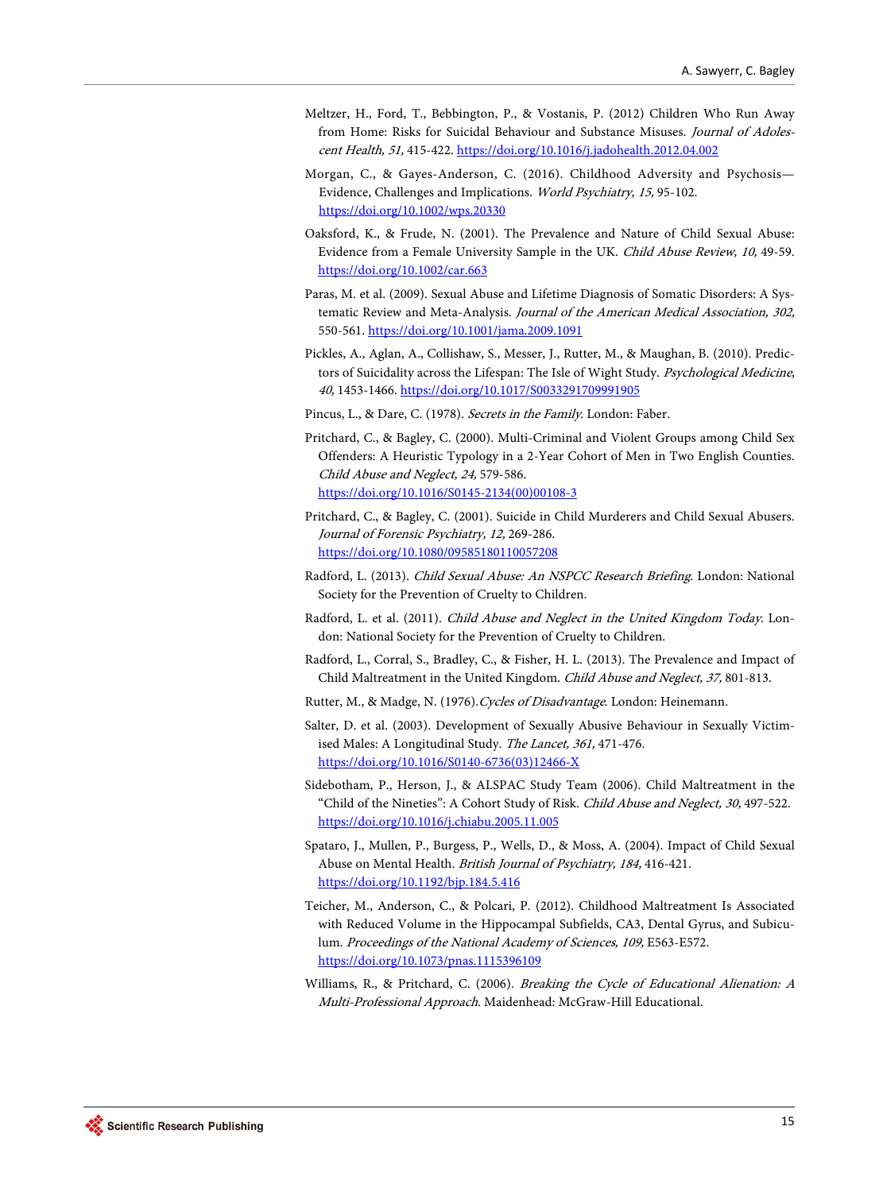Meltzer, H., Ford, T., Bebbington, P., & Vostanis, P. (2012) Children Who Run Away from Home: Risks for Suicidal Behaviour and Substance Misuses. *Journal of Adolescent Health, 51,* 415-422. https://doi.org/10.1016/j.jadohealth.2012.04.002

Morgan, C., & Gayes-Anderson, C. (2016). Childhood Adversity and Psychosis—Evidence, Challenges and Implications. *World Psychiatry, 15,* 95-102. https://doi.org/10.1002/wps.20330

Oaksford, K., & Frude, N. (2001). The Prevalence and Nature of Child Sexual Abuse: Evidence from a Female University Sample in the UK. *Child Abuse Review, 10,* 49-59. https://doi.org/10.1002/car.663

Paras, M. et al. (2009). Sexual Abuse and Lifetime Diagnosis of Somatic Disorders: A Systematic Review and Meta-Analysis. *Journal of the American Medical Association, 302,* 550-561. https://doi.org/10.1001/jama.2009.1091

Pickles, A., Aglan, A., Collishaw, S., Messer, J., Rutter, M., & Maughan, B. (2010). Predictors of Suicidality across the Lifespan: The Isle of Wight Study. *Psychological Medicine, 40,* 1453-1466. https://doi.org/10.1017/S0033291709991905

Pincus, L., & Dare, C. (1978). *Secrets in the Family*. London: Faber.

Pritchard, C., & Bagley, C. (2000). Multi-Criminal and Violent Groups among Child Sex Offenders: A Heuristic Typology in a 2-Year Cohort of Men in Two English Counties. *Child Abuse and Neglect, 24,* 579-586. https://doi.org/10.1016/S0145-2134(00)00108-3

Pritchard, C., & Bagley, C. (2001). Suicide in Child Murderers and Child Sexual Abusers. *Journal of Forensic Psychiatry, 12,* 269-286. https://doi.org/10.1080/09585180110057208

Radford, L. (2013). *Child Sexual Abuse: An NSPCC Research Briefing*. London: National Society for the Prevention of Cruelty to Children.

Radford, L. et al. (2011). *Child Abuse and Neglect in the United Kingdom Today*. London: National Society for the Prevention of Cruelty to Children.

Radford, L., Corral, S., Bradley, C., & Fisher, H. L. (2013). The Prevalence and Impact of Child Maltreatment in the United Kingdom. *Child Abuse and Neglect, 37,* 801-813.

Rutter, M., & Madge, N. (1976). *Cycles of Disadvantage*. London: Heinemann.

Salter, D. et al. (2003). Development of Sexually Abusive Behaviour in Sexually Victimised Males: A Longitudinal Study. *The Lancet, 361,* 471-476. https://doi.org/10.1016/S0140-6736(03)12466-X

Sidebotham, P., Herson, J., & ALSPAC Study Team (2006). Child Maltreatment in the "Child of the Nineties": A Cohort Study of Risk. *Child Abuse and Neglect, 30,* 497-522. https://doi.org/10.1016/j.chiabu.2005.11.005

Spataro, J., Mullen, P., Burgess, P., Wells, D., & Moss, A. (2004). Impact of Child Sexual Abuse on Mental Health. *British Journal of Psychiatry, 184,* 416-421. https://doi.org/10.1192/bjp.184.5.416

Teicher, M., Anderson, C., & Polcari, P. (2012). Childhood Maltreatment Is Associated with Reduced Volume in the Hippocampal Subfields, CA3, Dental Gyrus, and Subiculum. *Proceedings of the National Academy of Sciences, 109,* E563-E572. https://doi.org/10.1073/pnas.1115396109

Williams, R., & Pritchard, C. (2006). *Breaking the Cycle of Educational Alienation: A Multi-Professional Approach*. Maidenhead: McGraw-Hill Educational.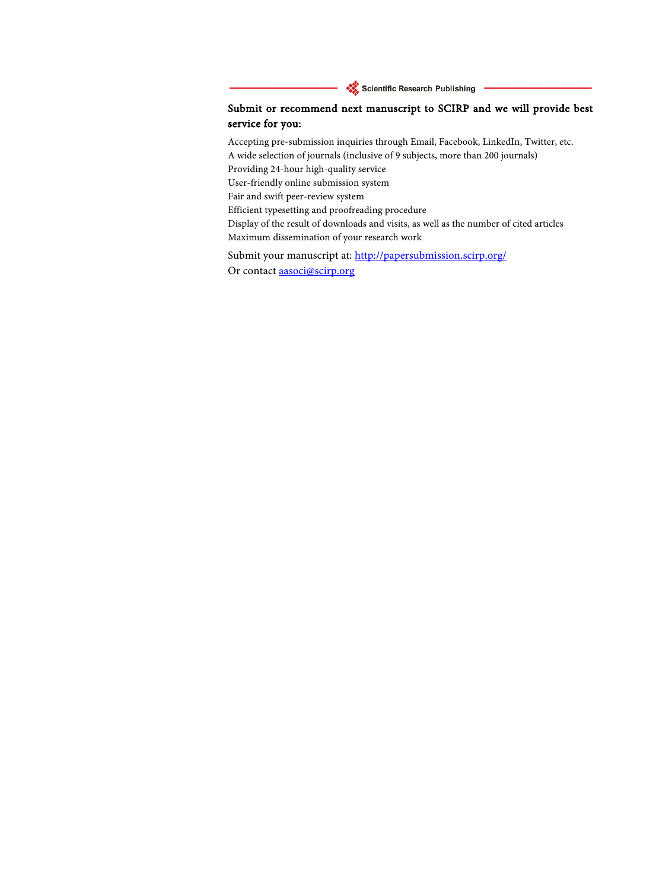Scientific Research Publishing

**Submit or recommend next manuscript to SCIRP and we will provide best service for you:**

Accepting pre-submission inquiries through Email, Facebook, LinkedIn, Twitter, etc.
A wide selection of journals (inclusive of 9 subjects, more than 200 journals)
Providing 24-hour high-quality service
User-friendly online submission system
Fair and swift peer-review system
Efficient typesetting and proofreading procedure
Display of the result of downloads and visits, as well as the number of cited articles
Maximum dissemination of your research work

Submit your manuscript at: http://papersubmission.scirp.org/
Or contact aasoci@scirp.org